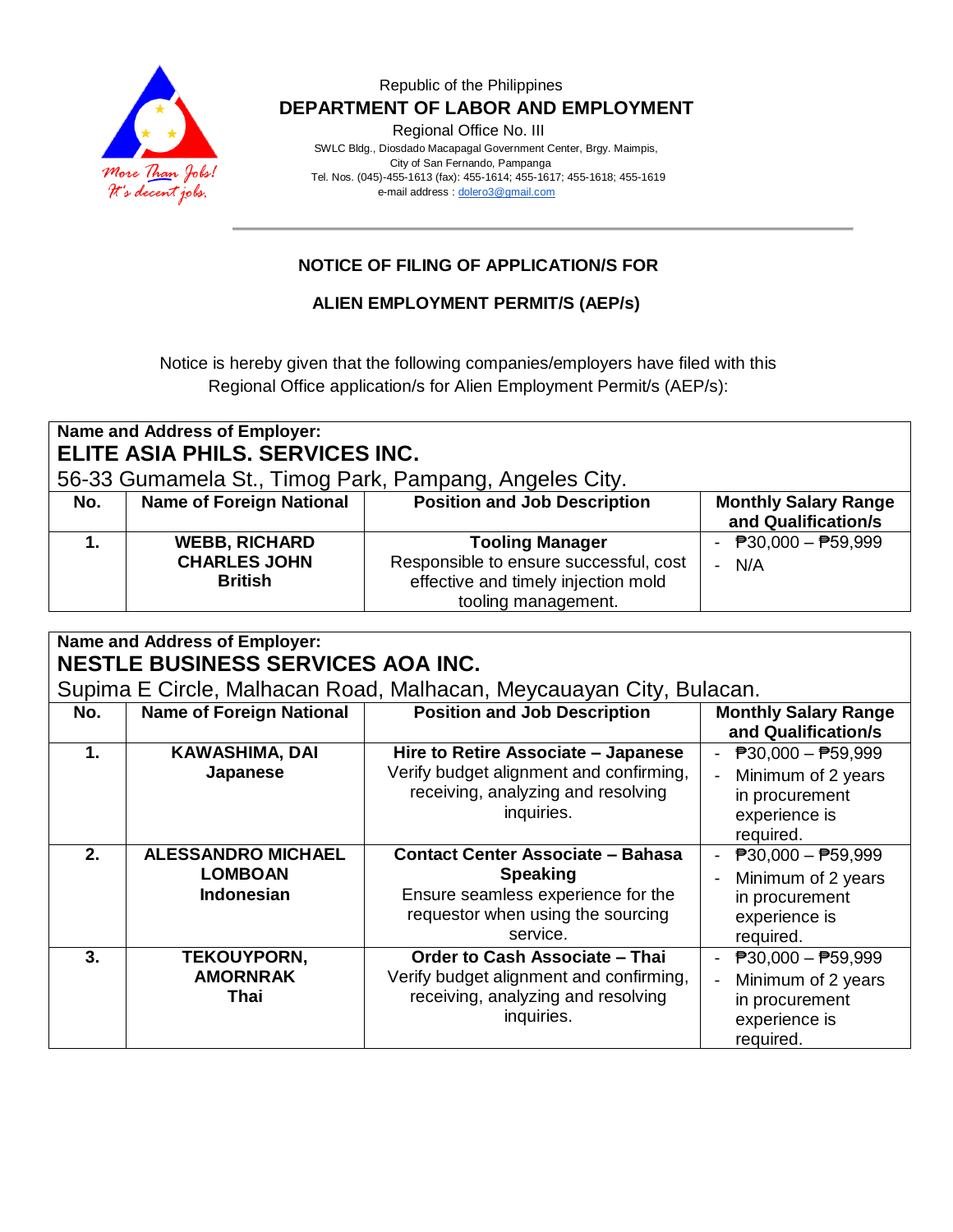Republic of the Philippines

**DEPARTMENT OF LABOR AND EMPLOYMENT**

Regional Office No. III

SWLC Bldg., Diosdado Macapagal Government Center, Brgy. Maimpis,
City of San Fernando, Pampanga
Tel. Nos. (045)-455-1613 (fax): 455-1614; 455-1617; 455-1618; 455-1619
e-mail address : dolero3@gmail.com

## NOTICE OF FILING OF APPLICATION/S FOR

## ALIEN EMPLOYMENT PERMIT/S (AEP/s)

Notice is hereby given that the following companies/employers have filed with this Regional Office application/s for Alien Employment Permit/s (AEP/s):

**Name and Address of Employer:**
**ELITE ASIA PHILS. SERVICES INC.**
56-33 Gumamela St., Timog Park, Pampang, Angeles City.

| No. | Name of Foreign National | Position and Job Description | Monthly Salary Range and Qualification/s |
|---|---|---|---|
| **1.** | **WEBB, RICHARD CHARLES JOHN** **British** | **Tooling Manager** Responsible to ensure successful, cost effective and timely injection mold tooling management. | - ₱30,000 – ₱59,999 - N/A |

**Name and Address of Employer:**
**NESTLE BUSINESS SERVICES AOA INC.**
Supima E Circle, Malhacan Road, Malhacan, Meycauayan City, Bulacan.

| No. | Name of Foreign National | Position and Job Description | Monthly Salary Range and Qualification/s |
|---|---|---|---|
| **1.** | **KAWASHIMA, DAI** **Japanese** | **Hire to Retire Associate – Japanese** Verify budget alignment and confirming, receiving, analyzing and resolving inquiries. | - ₱30,000 – ₱59,999 - Minimum of 2 years in procurement experience is required. |
| **2.** | **ALESSANDRO MICHAEL LOMBOAN** **Indonesian** | **Contact Center Associate – Bahasa Speaking** Ensure seamless experience for the requestor when using the sourcing service. | - ₱30,000 – ₱59,999 - Minimum of 2 years in procurement experience is required. |
| **3.** | **TEKOUYPORN, AMORNRAK** **Thai** | **Order to Cash Associate – Thai** Verify budget alignment and confirming, receiving, analyzing and resolving inquiries. | - ₱30,000 – ₱59,999 - Minimum of 2 years in procurement experience is required. |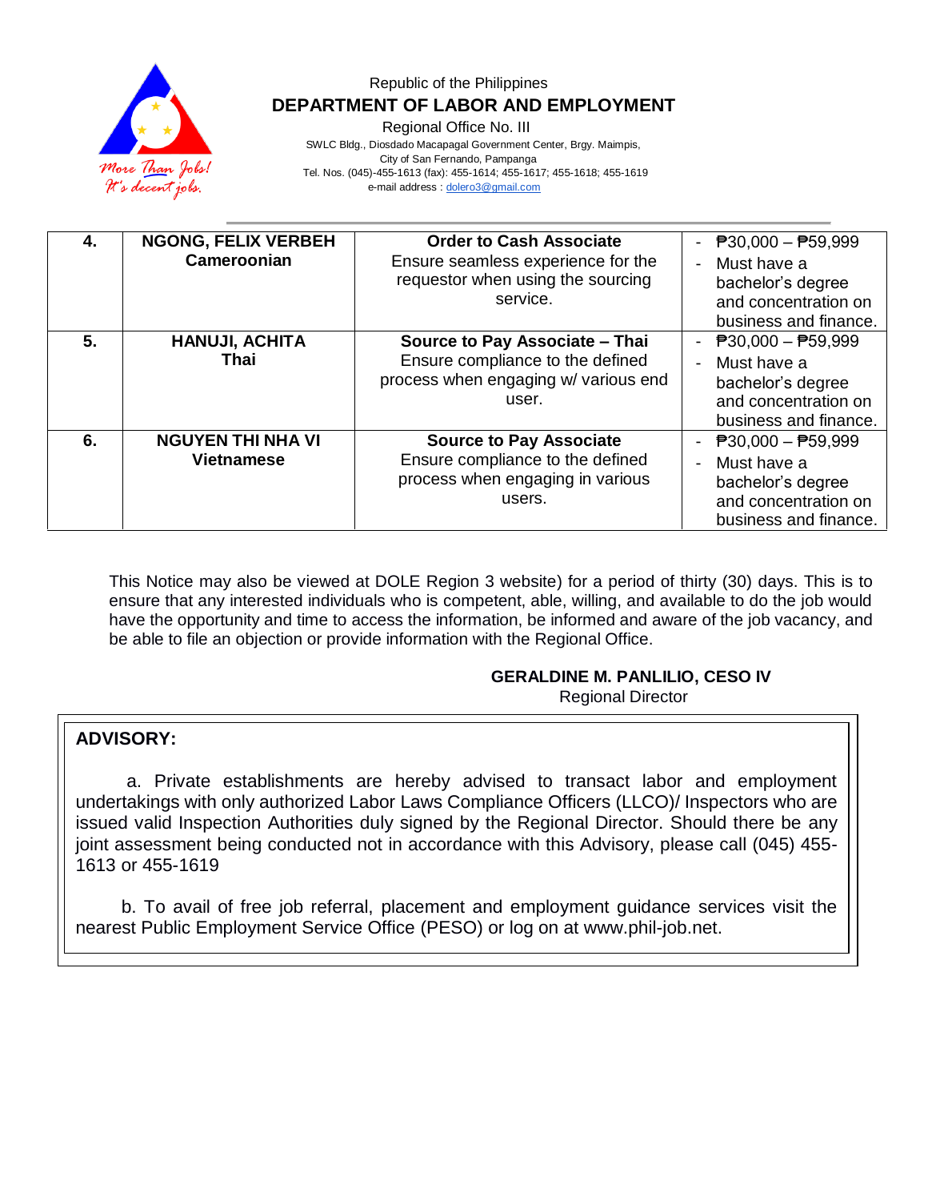Republic of the Philippines
**DEPARTMENT OF LABOR AND EMPLOYMENT**
Regional Office No. III
SWLC Bldg., Diosdado Macapagal Government Center, Brgy. Maimpis,
City of San Fernando, Pampanga
Tel. Nos. (045)-455-1613 (fax): 455-1614; 455-1617; 455-1618; 455-1619
e-mail address : dolero3@gmail.com

| | | | |
|---|---|---|---|
| **4.** | **NGONG, FELIX VERBEH**<br>**Cameroonian** | **Order to Cash Associate**<br>Ensure seamless experience for the requestor when using the sourcing service. | - ₱30,000 – ₱59,999<br>- Must have a bachelor's degree and concentration on business and finance. |
| **5.** | **HANUJI, ACHITA**<br>**Thai** | **Source to Pay Associate – Thai**<br>Ensure compliance to the defined process when engaging w/ various end user. | - ₱30,000 – ₱59,999<br>- Must have a bachelor's degree and concentration on business and finance. |
| **6.** | **NGUYEN THI NHA VI**<br>**Vietnamese** | **Source to Pay Associate**<br>Ensure compliance to the defined process when engaging in various users. | - ₱30,000 – ₱59,999<br>- Must have a bachelor's degree and concentration on business and finance. |

This Notice may also be viewed at DOLE Region 3 website) for a period of thirty (30) days. This is to ensure that any interested individuals who is competent, able, willing, and available to do the job would have the opportunity and time to access the information, be informed and aware of the job vacancy, and be able to file an objection or provide information with the Regional Office.

**GERALDINE M. PANLILIO, CESO IV**
Regional Director

**ADVISORY:**

a. Private establishments are hereby advised to transact labor and employment undertakings with only authorized Labor Laws Compliance Officers (LLCO)/ Inspectors who are issued valid Inspection Authorities duly signed by the Regional Director. Should there be any joint assessment being conducted not in accordance with this Advisory, please call (045) 455-1613 or 455-1619

b. To avail of free job referral, placement and employment guidance services visit the nearest Public Employment Service Office (PESO) or log on at www.phil-job.net.